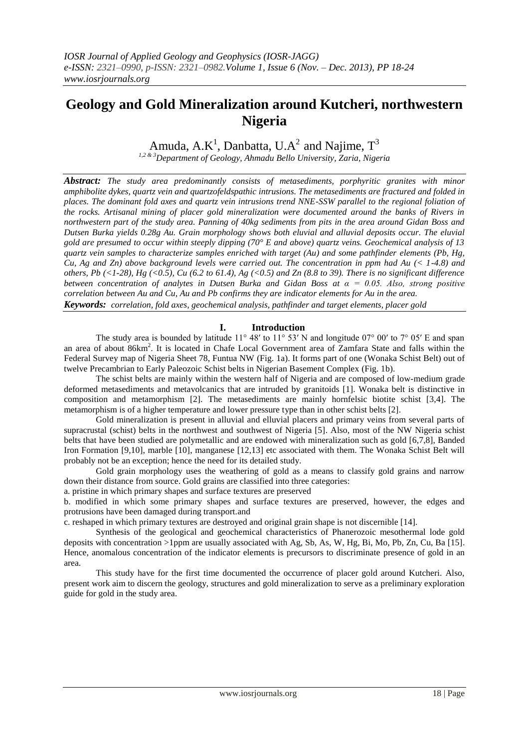# Geology and Gold Mineralization around Kutcheri, northwestern Nigeria

Amuda, A.K[1], Danbatta, U.A[2] and Najime, T[3]

[1,2 & 3]Department of Geology, Ahmadu Bello University, Zaria, Nigeria

***Abstract:*** *The study area predominantly consists of metasediments, porphyritic granites with minor amphibolite dykes, quartz vein and quartzofeldspathic intrusions. The metasediments are fractured and folded in places. The dominant fold axes and quartz vein intrusions trend NNE-SSW parallel to the regional foliation of the rocks. Artisanal mining of placer gold mineralization were documented around the banks of Rivers in northwestern part of the study area. Panning of 40kg sediments from pits in the area around Gidan Boss and Dutsen Burka yields 0.28g Au. Grain morphology shows both eluvial and alluvial deposits occur. The eluvial gold are presumed to occur within steeply dipping (70° E and above) quartz veins. Geochemical analysis of 13 quartz vein samples to characterize samples enriched with target (Au) and some pathfinder elements (Pb, Hg, Cu, Ag and Zn) above background levels were carried out. The concentration in ppm had Au (< 1-4.8) and others, Pb (<1-28), Hg (<0.5), Cu (6.2 to 61.4), Ag (<0.5) and Zn (8.8 to 39). There is no significant difference between concentration of analytes in Dutsen Burka and Gidan Boss at $\alpha = 0.05$. Also, strong positive correlation between Au and Cu, Au and Pb confirms they are indicator elements for Au in the area.*

***Keywords:*** *correlation, fold axes, geochemical analysis, pathfinder and target elements, placer gold*

## I. Introduction

The study area is bounded by latitude 11° 48′ to 11° 53′ N and longitude 07° 00′ to 7° 05′ E and span an area of about 86km$^2$. It is located in Chafe Local Government area of Zamfara State and falls within the Federal Survey map of Nigeria Sheet 78, Funtua NW (Fig. 1a). It forms part of one (Wonaka Schist Belt) out of twelve Precambrian to Early Paleozoic Schist belts in Nigerian Basement Complex (Fig. 1b).

The schist belts are mainly within the western half of Nigeria and are composed of low-medium grade deformed metasediments and metavolcanics that are intruded by granitoids [1]. Wonaka belt is distinctive in composition and metamorphism [2]. The metasediments are mainly hornfelsic biotite schist [3,4]. The metamorphism is of a higher temperature and lower pressure type than in other schist belts [2].

Gold mineralization is present in alluvial and elluvial placers and primary veins from several parts of supracrustal (schist) belts in the northwest and southwest of Nigeria [5]. Also, most of the NW Nigeria schist belts that have been studied are polymetallic and are endowed with mineralization such as gold [6,7,8], Banded Iron Formation [9,10], marble [10], manganese [12,13] etc associated with them. The Wonaka Schist Belt will probably not be an exception; hence the need for its detailed study.

Gold grain morphology uses the weathering of gold as a means to classify gold grains and narrow down their distance from source. Gold grains are classified into three categories:

a. pristine in which primary shapes and surface textures are preserved

b. modified in which some primary shapes and surface textures are preserved, however, the edges and protrusions have been damaged during transport.and

c. reshaped in which primary textures are destroyed and original grain shape is not discernible [14].

Synthesis of the geological and geochemical characteristics of Phanerozoic mesothermal lode gold deposits with concentration >1ppm are usually associated with Ag, Sb, As, W, Hg, Bi, Mo, Pb, Zn, Cu, Ba [15]. Hence, anomalous concentration of the indicator elements is precursors to discriminate presence of gold in an area.

This study have for the first time documented the occurrence of placer gold around Kutcheri. Also, present work aim to discern the geology, structures and gold mineralization to serve as a preliminary exploration guide for gold in the study area.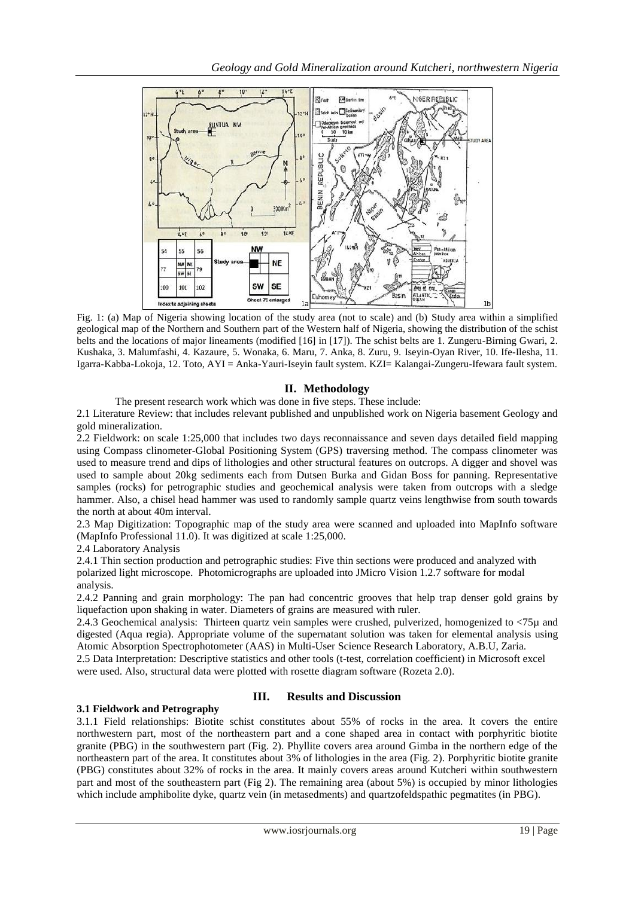Fig. 1: (a) Map of Nigeria showing location of the study area (not to scale) and (b) Study area within a simplified geological map of the Northern and Southern part of the Western half of Nigeria, showing the distribution of the schist belts and the locations of major lineaments (modified [16] in [17]). The schist belts are 1. Zungeru-Birning Gwari, 2. Kushaka, 3. Malumfashi, 4. Kazaure, 5. Wonaka, 6. Maru, 7. Anka, 8. Zuru, 9. Iseyin-Oyan River, 10. Ife-Ilesha, 11. Igarra-Kabba-Lokoja, 12. Toto, AYI = Anka-Yauri-Iseyin fault system. KZI= Kalangai-Zungeru-Ifewara fault system.

## II. Methodology

The present research work which was done in five steps. These include:

2.1 Literature Review: that includes relevant published and unpublished work on Nigeria basement Geology and gold mineralization.

2.2 Fieldwork: on scale 1:25,000 that includes two days reconnaissance and seven days detailed field mapping using Compass clinometer-Global Positioning System (GPS) traversing method. The compass clinometer was used to measure trend and dips of lithologies and other structural features on outcrops. A digger and shovel was used to sample about 20kg sediments each from Dutsen Burka and Gidan Boss for panning. Representative samples (rocks) for petrographic studies and geochemical analysis were taken from outcrops with a sledge hammer. Also, a chisel head hammer was used to randomly sample quartz veins lengthwise from south towards the north at about 40m interval.

2.3 Map Digitization: Topographic map of the study area were scanned and uploaded into MapInfo software (MapInfo Professional 11.0). It was digitized at scale 1:25,000.

2.4 Laboratory Analysis

2.4.1 Thin section production and petrographic studies: Five thin sections were produced and analyzed with polarized light microscope. Photomicrographs are uploaded into JMicro Vision 1.2.7 software for modal analysis.

2.4.2 Panning and grain morphology: The pan had concentric grooves that help trap denser gold grains by liquefaction upon shaking in water. Diameters of grains are measured with ruler.

2.4.3 Geochemical analysis: Thirteen quartz vein samples were crushed, pulverized, homogenized to <75μ and digested (Aqua regia). Appropriate volume of the supernatant solution was taken for elemental analysis using Atomic Absorption Spectrophotometer (AAS) in Multi-User Science Research Laboratory, A.B.U, Zaria.

2.5 Data Interpretation: Descriptive statistics and other tools (t-test, correlation coefficient) in Microsoft excel were used. Also, structural data were plotted with rosette diagram software (Rozeta 2.0).

## III. Results and Discussion

### 3.1 Fieldwork and Petrography

3.1.1 Field relationships: Biotite schist constitutes about 55% of rocks in the area. It covers the entire northwestern part, most of the northeastern part and a cone shaped area in contact with porphyritic biotite granite (PBG) in the southwestern part (Fig. 2). Phyllite covers area around Gimba in the northern edge of the northeastern part of the area. It constitutes about 3% of lithologies in the area (Fig. 2). Porphyritic biotite granite (PBG) constitutes about 32% of rocks in the area. It mainly covers areas around Kutcheri within southwestern part and most of the southeastern part (Fig 2). The remaining area (about 5%) is occupied by minor lithologies which include amphibolite dyke, quartz vein (in metasedments) and quartzofeldspathic pegmatites (in PBG).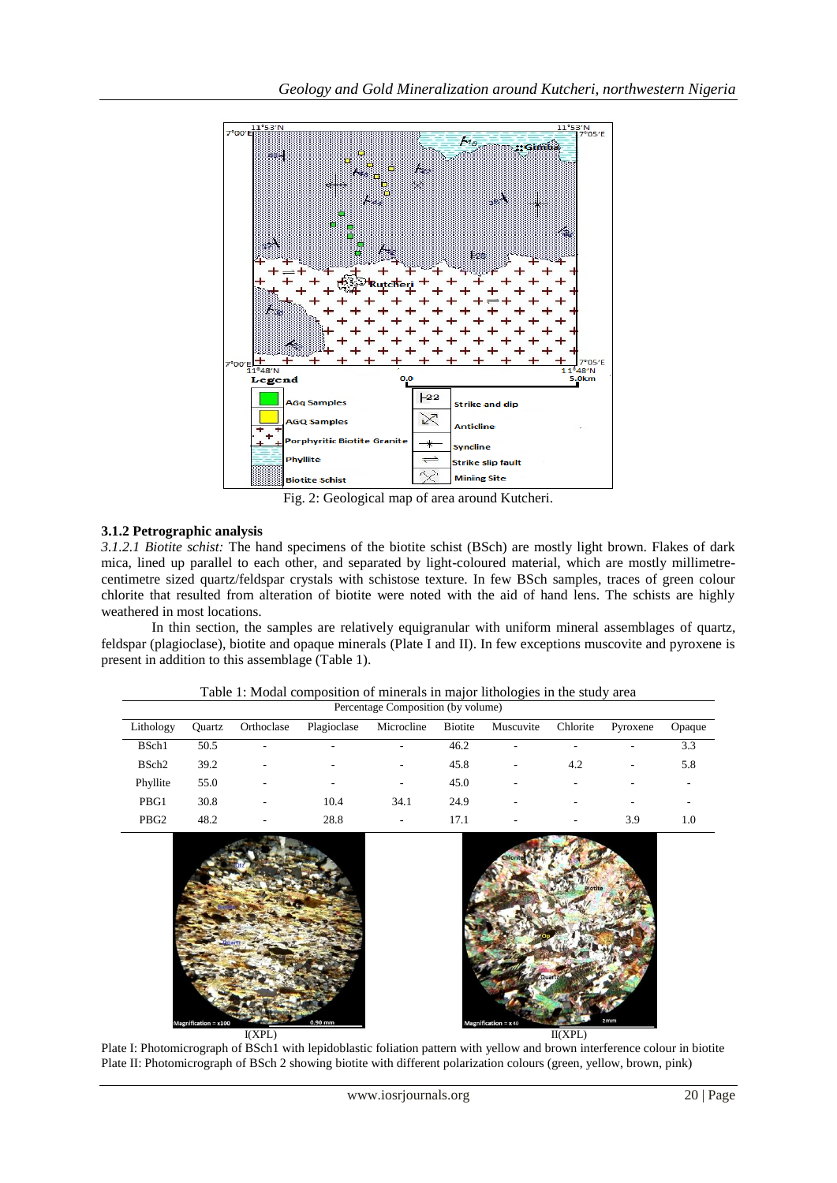Fig. 2: Geological map of area around Kutcheri.

### 3.1.2 Petrographic analysis

*3.1.2.1 Biotite schist:* The hand specimens of the biotite schist (BSch) are mostly light brown. Flakes of dark mica, lined up parallel to each other, and separated by light-coloured material, which are mostly millimetre-centimetre sized quartz/feldspar crystals with schistose texture. In few BSch samples, traces of green colour chlorite that resulted from alteration of biotite were noted with the aid of hand lens. The schists are highly weathered in most locations.

In thin section, the samples are relatively equigranular with uniform mineral assemblages of quartz, feldspar (plagioclase), biotite and opaque minerals (Plate I and II). In few exceptions muscovite and pyroxene is present in addition to this assemblage (Table 1).

Table 1: Modal composition of minerals in major lithologies in the study area

| | Percentage Composition (by volume) | | | | | | | | |
|---|---|---|---|---|---|---|---|---|---|
| Lithology | Quartz | Orthoclase | Plagioclase | Microcline | Biotite | Muscuvite | Chlorite | Pyroxene | Opaque |
| BSch1 | 50.5 | - | - | - | 46.2 | - | - | - | 3.3 |
| BSch2 | 39.2 | - | - | - | 45.8 | - | 4.2 | - | 5.8 |
| Phyllite | 55.0 | - | - | - | 45.0 | - | - | - | - |
| PBG1 | 30.8 | - | 10.4 | 34.1 | 24.9 | - | - | - | - |
| PBG2 | 48.2 | - | 28.8 | - | 17.1 | - | - | 3.9 | 1.0 |

I(XPL) II(XPL)

Plate I: Photomicrograph of BSch1 with lepidoblastic foliation pattern with yellow and brown interference colour in biotite
Plate II: Photomicrograph of BSch 2 showing biotite with different polarization colours (green, yellow, brown, pink)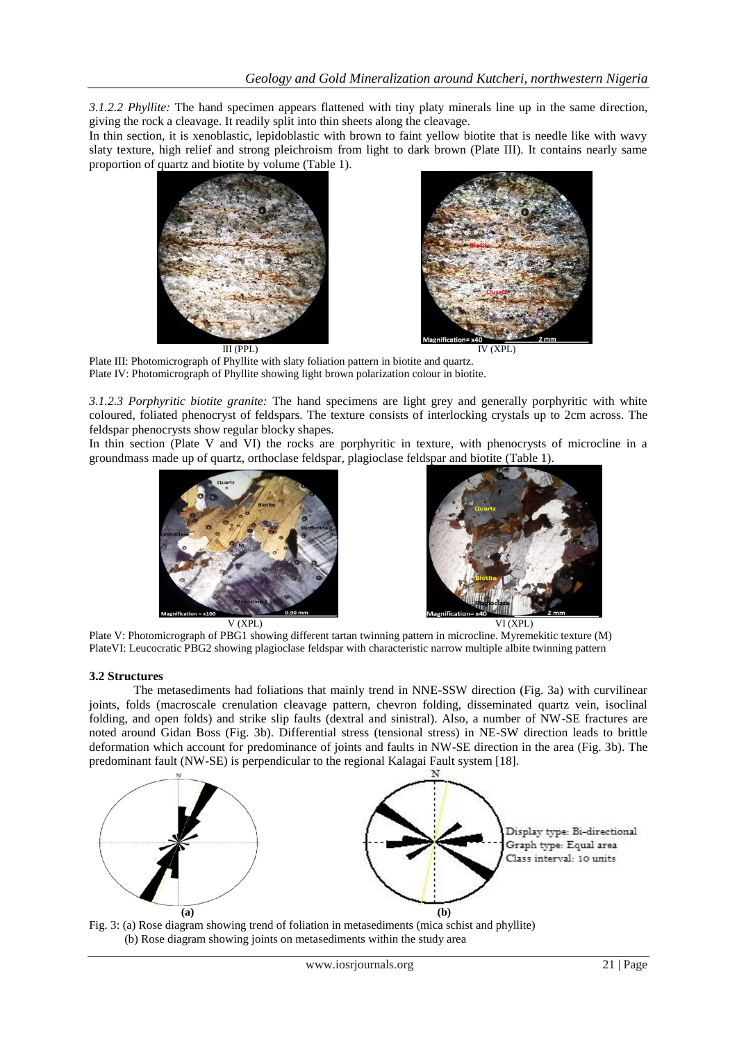*3.1.2.2 Phyllite:* The hand specimen appears flattened with tiny platy minerals line up in the same direction, giving the rock a cleavage. It readily split into thin sheets along the cleavage.

In thin section, it is xenoblastic, lepidoblastic with brown to faint yellow biotite that is needle like with wavy slaty texture, high relief and strong pleichroism from light to dark brown (Plate III). It contains nearly same proportion of quartz and biotite by volume (Table 1).

III (PPL) IV (XPL)

Plate III: Photomicrograph of Phyllite with slaty foliation pattern in biotite and quartz.
Plate IV: Photomicrograph of Phyllite showing light brown polarization colour in biotite.

*3.1.2.3 Porphyritic biotite granite:* The hand specimens are light grey and generally porphyritic with white coloured, foliated phenocryst of feldspars. The texture consists of interlocking crystals up to 2cm across. The feldspar phenocrysts show regular blocky shapes.

In thin section (Plate V and VI) the rocks are porphyritic in texture, with phenocrysts of microcline in a groundmass made up of quartz, orthoclase feldspar, plagioclase feldspar and biotite (Table 1).

V (XPL) VI (XPL)

Plate V: Photomicrograph of PBG1 showing different tartan twinning pattern in microcline. Myremekitic texture (M)
PlateVI: Leucocratic PBG2 showing plagioclase feldspar with characteristic narrow multiple albite twinning pattern

### 3.2 Structures

The metasediments had foliations that mainly trend in NNE-SSW direction (Fig. 3a) with curvilinear joints, folds (macroscale crenulation cleavage pattern, chevron folding, disseminated quartz vein, isoclinal folding, and open folds) and strike slip faults (dextral and sinistral). Also, a number of NW-SE fractures are noted around Gidan Boss (Fig. 3b). Differential stress (tensional stress) in NE-SW direction leads to brittle deformation which account for predominance of joints and faults in NW-SE direction in the area (Fig. 3b). The predominant fault (NW-SE) is perpendicular to the regional Kalagai Fault system [18].

Display type: Bi-directional
Graph type: Equal area
Class interval: 10 units

(a) (b)

Fig. 3: (a) Rose diagram showing trend of foliation in metasediments (mica schist and phyllite)
(b) Rose diagram showing joints on metasediments within the study area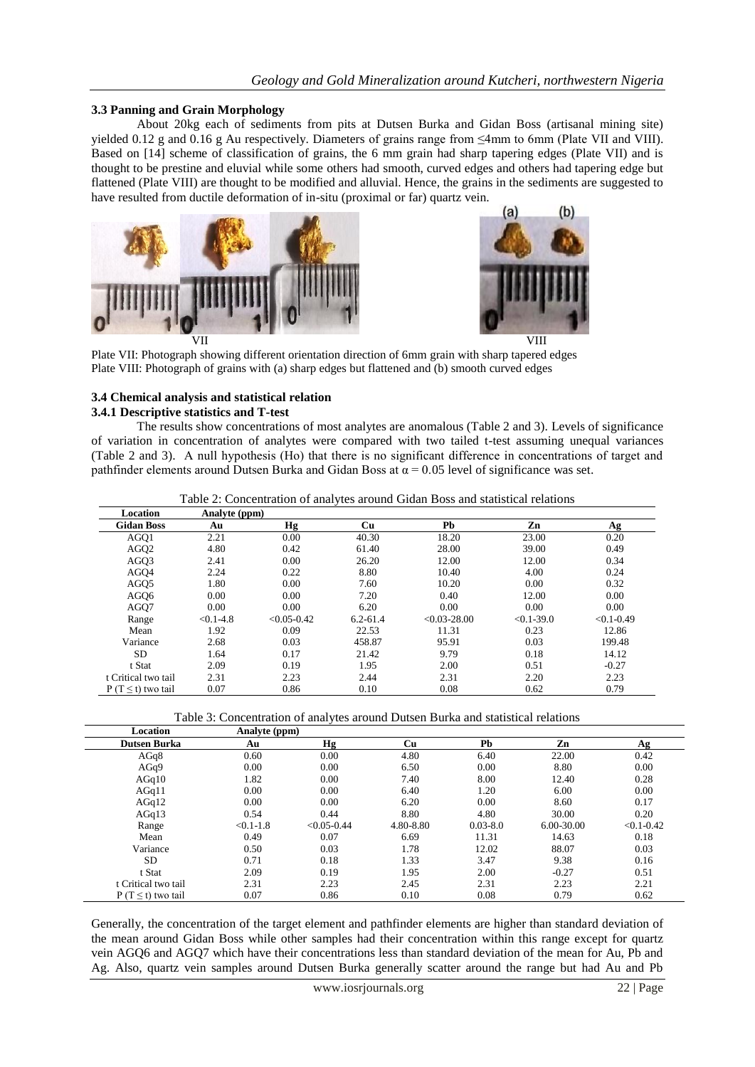### 3.3 Panning and Grain Morphology

About 20kg each of sediments from pits at Dutsen Burka and Gidan Boss (artisanal mining site) yielded 0.12 g and 0.16 g Au respectively. Diameters of grains range from ≤4mm to 6mm (Plate VII and VIII). Based on [14] scheme of classification of grains, the 6 mm grain had sharp tapering edges (Plate VII) and is thought to be prestine and eluvial while some others had smooth, curved edges and others had tapering edge but flattened (Plate VIII) are thought to be modified and alluvial. Hence, the grains in the sediments are suggested to have resulted from ductile deformation of in-situ (proximal or far) quartz vein.

Plate VII: Photograph showing different orientation direction of 6mm grain with sharp tapered edges
Plate VIII: Photograph of grains with (a) sharp edges but flattened and (b) smooth curved edges

### 3.4 Chemical analysis and statistical relation

#### 3.4.1 Descriptive statistics and T-test

The results show concentrations of most analytes are anomalous (Table 2 and 3). Levels of significance of variation in concentration of analytes were compared with two tailed t-test assuming unequal variances (Table 2 and 3). A null hypothesis (Ho) that there is no significant difference in concentrations of target and pathfinder elements around Dutsen Burka and Gidan Boss at $\alpha = 0.05$ level of significance was set.

Table 2: Concentration of analytes around Gidan Boss and statistical relations

| Location | Analyte (ppm) | | | | | |
|---|---|---|---|---|---|---|
| **Gidan Boss** | **Au** | **Hg** | **Cu** | **Pb** | **Zn** | **Ag** |
| AGQ1 | 2.21 | 0.00 | 40.30 | 18.20 | 23.00 | 0.20 |
| AGQ2 | 4.80 | 0.42 | 61.40 | 28.00 | 39.00 | 0.49 |
| AGQ3 | 2.41 | 0.00 | 26.20 | 12.00 | 12.00 | 0.34 |
| AGQ4 | 2.24 | 0.22 | 8.80 | 10.40 | 4.00 | 0.24 |
| AGQ5 | 1.80 | 0.00 | 7.60 | 10.20 | 0.00 | 0.32 |
| AGQ6 | 0.00 | 0.00 | 7.20 | 0.40 | 12.00 | 0.00 |
| AGQ7 | 0.00 | 0.00 | 6.20 | 0.00 | 0.00 | 0.00 |
| Range | <0.1-4.8 | <0.05-0.42 | 6.2-61.4 | <0.03-28.00 | <0.1-39.0 | <0.1-0.49 |
| Mean | 1.92 | 0.09 | 22.53 | 11.31 | 0.23 | 12.86 |
| Variance | 2.68 | 0.03 | 458.87 | 95.91 | 0.03 | 199.48 |
| SD | 1.64 | 0.17 | 21.42 | 9.79 | 0.18 | 14.12 |
| t Stat | 2.09 | 0.19 | 1.95 | 2.00 | 0.51 | -0.27 |
| t Critical two tail | 2.31 | 2.23 | 2.44 | 2.31 | 2.20 | 2.23 |
| P (T ≤ t) two tail | 0.07 | 0.86 | 0.10 | 0.08 | 0.62 | 0.79 |

Table 3: Concentration of analytes around Dutsen Burka and statistical relations

| Location | Analyte (ppm) | | | | | |
|---|---|---|---|---|---|---|
| **Dutsen Burka** | **Au** | **Hg** | **Cu** | **Pb** | **Zn** | **Ag** |
| AGq8 | 0.60 | 0.00 | 4.80 | 6.40 | 22.00 | 0.42 |
| AGq9 | 0.00 | 0.00 | 6.50 | 0.00 | 8.80 | 0.00 |
| AGq10 | 1.82 | 0.00 | 7.40 | 8.00 | 12.40 | 0.28 |
| AGq11 | 0.00 | 0.00 | 6.40 | 1.20 | 6.00 | 0.00 |
| AGq12 | 0.00 | 0.00 | 6.20 | 0.00 | 8.60 | 0.17 |
| AGq13 | 0.54 | 0.44 | 8.80 | 4.80 | 30.00 | 0.20 |
| Range | <0.1-1.8 | <0.05-0.44 | 4.80-8.80 | 0.03-8.0 | 6.00-30.00 | <0.1-0.42 |
| Mean | 0.49 | 0.07 | 6.69 | 11.31 | 14.63 | 0.18 |
| Variance | 0.50 | 0.03 | 1.78 | 12.02 | 88.07 | 0.03 |
| SD | 0.71 | 0.18 | 1.33 | 3.47 | 9.38 | 0.16 |
| t Stat | 2.09 | 0.19 | 1.95 | 2.00 | -0.27 | 0.51 |
| t Critical two tail | 2.31 | 2.23 | 2.45 | 2.31 | 2.23 | 2.21 |
| P (T ≤ t) two tail | 0.07 | 0.86 | 0.10 | 0.08 | 0.79 | 0.62 |

Generally, the concentration of the target element and pathfinder elements are higher than standard deviation of the mean around Gidan Boss while other samples had their concentration within this range except for quartz vein AGQ6 and AGQ7 which have their concentrations less than standard deviation of the mean for Au, Pb and Ag. Also, quartz vein samples around Dutsen Burka generally scatter around the range but had Au and Pb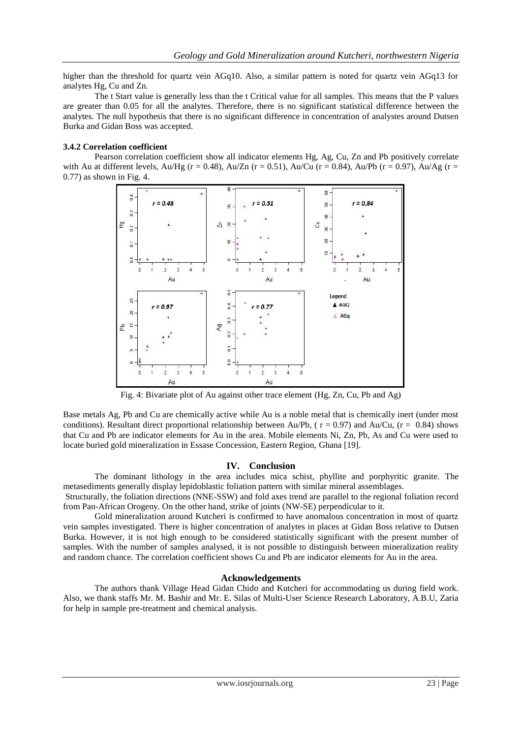higher than the threshold for quartz vein AGq10. Also, a similar pattern is noted for quartz vein AGq13 for analytes Hg, Cu and Zn.

The t Start value is generally less than the t Critical value for all samples. This means that the P values are greater than 0.05 for all the analytes. Therefore, there is no significant statistical difference between the analytes. The null hypothesis that there is no significant difference in concentration of analystes around Dutsen Burka and Gidan Boss was accepted.

### 3.4.2 Correlation coefficient

Pearson correlation coefficient show all indicator elements Hg, Ag, Cu, Zn and Pb positively correlate with Au at different levels, Au/Hg ($r = 0.48$), Au/Zn ($r = 0.51$), Au/Cu ($r = 0.84$), Au/Pb ($r = 0.97$), Au/Ag ($r = 0.77$) as shown in Fig. 4.

Fig. 4: Bivariate plot of Au against other trace element (Hg, Zn, Cu, Pb and Ag)

Base metals Ag, Pb and Cu are chemically active while Au is a noble metal that is chemically inert (under most conditions). Resultant direct proportional relationship between Au/Pb, ( $r = 0.97$) and Au/Cu, ($r = 0.84$) shows that Cu and Pb are indicator elements for Au in the area. Mobile elements Ni, Zn, Pb, As and Cu were used to locate buried gold mineralization in Essase Concession, Eastern Region, Ghana [19].

## IV. Conclusion

The dominant lithology in the area includes mica schist, phyllite and porphyritic granite. The metasediments generally display lepidoblastic foliation pattern with similar mineral assemblages.

Structurally, the foliation directions (NNE-SSW) and fold axes trend are parallel to the regional foliation record from Pan-African Orogeny. On the other hand, strike of joints (NW-SE) perpendicular to it.

Gold mineralization around Kutcheri is confirmed to have anomalous concentration in most of quartz vein samples investigated. There is higher concentration of analytes in places at Gidan Boss relative to Dutsen Burka. However, it is not high enough to be considered statistically significant with the present number of samples. With the number of samples analysed, it is not possible to distinguish between mineralization reality and random chance. The correlation coefficient shows Cu and Pb are indicator elements for Au in the area.

## Acknowledgements

The authors thank Village Head Gidan Chido and Kutcheri for accommodating us during field work. Also, we thank staffs Mr. M. Bashir and Mr. E. Silas of Multi-User Science Research Laboratory, A.B.U, Zaria for help in sample pre-treatment and chemical analysis.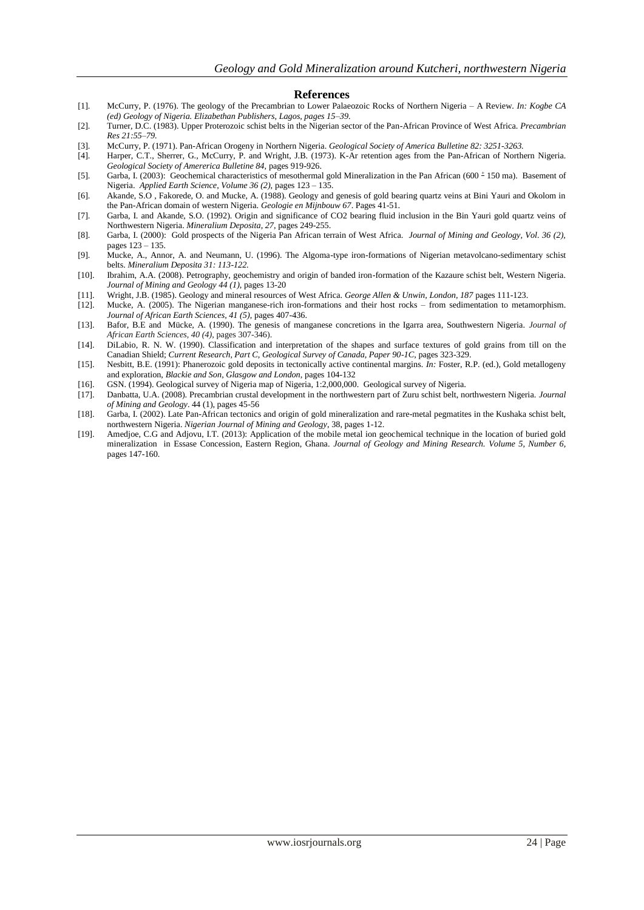# References

[1]. McCurry, P. (1976). The geology of the Precambrian to Lower Palaeozoic Rocks of Northern Nigeria – A Review. *In: Kogbe CA (ed) Geology of Nigeria. Elizabethan Publishers, Lagos, pages 15–39.*

[2]. Turner, D.C. (1983). Upper Proterozoic schist belts in the Nigerian sector of the Pan-African Province of West Africa. *Precambrian Res 21:55–79.*

[3]. McCurry, P. (1971). Pan-African Orogeny in Northern Nigeria. *Geological Society of America Bulletine 82: 3251-3263.*

[4]. Harper, C.T., Sherrer, G., McCurry, P. and Wright, J.B. (1973). K-Ar retention ages from the Pan-African of Northern Nigeria. *Geological Society of Amererica Bulletine 84,* pages 919-926.

[5]. Garba, I. (2003): Geochemical characteristics of mesothermal gold Mineralization in the Pan African (600 ± 150 ma). Basement of Nigeria. *Applied Earth Science, Volume 36 (2),* pages 123 – 135.

[6]. Akande, S.O , Fakorede, O. and Mucke, A. (1988). Geology and genesis of gold bearing quartz veins at Bini Yauri and Okolom in the Pan-African domain of western Nigeria. *Geologie en Mijnbouw 67*. Pages 41-51.

[7]. Garba, I. and Akande, S.O. (1992). Origin and significance of CO2 bearing fluid inclusion in the Bin Yauri gold quartz veins of Northwestern Nigeria. *Mineralium Deposita, 27*, pages 249-255.

[8]. Garba, I. (2000): Gold prospects of the Nigeria Pan African terrain of West Africa. *Journal of Mining and Geology, Vol. 36 (2),* pages 123 – 135.

[9]. Mucke, A., Annor, A. and Neumann, U. (1996). The Algoma-type iron-formations of Nigerian metavolcano-sedimentary schist belts. *Mineralium Deposita 31: 113-122.*

[10]. Ibrahim, A.A. (2008). Petrography, geochemistry and origin of banded iron-formation of the Kazaure schist belt, Western Nigeria. *Journal of Mining and Geology 44 (1),* pages 13-20

[11]. Wright, J.B. (1985). Geology and mineral resources of West Africa. *George Allen & Unwin, London, 187* pages 111-123.

[12]. Mucke, A. (2005). The Nigerian manganese-rich iron-formations and their host rocks – from sedimentation to metamorphism. *Journal of African Earth Sciences, 41 (5),* pages 407-436.

[13]. Bafor, B.E and Mücke, A. (1990). The genesis of manganese concretions in the Igarra area, Southwestern Nigeria. *Journal of African Earth Sciences, 40 (4),* pages 307-346).

[14]. DiLabio, R. N. W. (1990). Classification and interpretation of the shapes and surface textures of gold grains from till on the Canadian Shield; *Current Research, Part C, Geological Survey of Canada, Paper 90-1C*, pages 323-329.

[15]. Nesbitt, B.E. (1991): Phanerozoic gold deposits in tectonically active continental margins. *In:* Foster, R.P. (ed.), Gold metallogeny and exploration, *Blackie and Son, Glasgow and London,* pages 104-132

[16]. GSN. (1994). Geological survey of Nigeria map of Nigeria, 1:2,000,000. Geological survey of Nigeria.

[17]. Danbatta, U.A. (2008). Precambrian crustal development in the northwestern part of Zuru schist belt, northwestern Nigeria. *Journal of Mining and Geology*. 44 (1), pages 45-56

[18]. Garba, I. (2002). Late Pan-African tectonics and origin of gold mineralization and rare-metal pegmatites in the Kushaka schist belt, northwestern Nigeria. *Nigerian Journal of Mining and Geology*, 38, pages 1-12.

[19]. Amedjoe, C.G and Adjovu, I.T. (2013): Application of the mobile metal ion geochemical technique in the location of buried gold mineralization in Essase Concession, Eastern Region, Ghana. *Journal of Geology and Mining Research. Volume 5, Number 6,* pages 147-160.